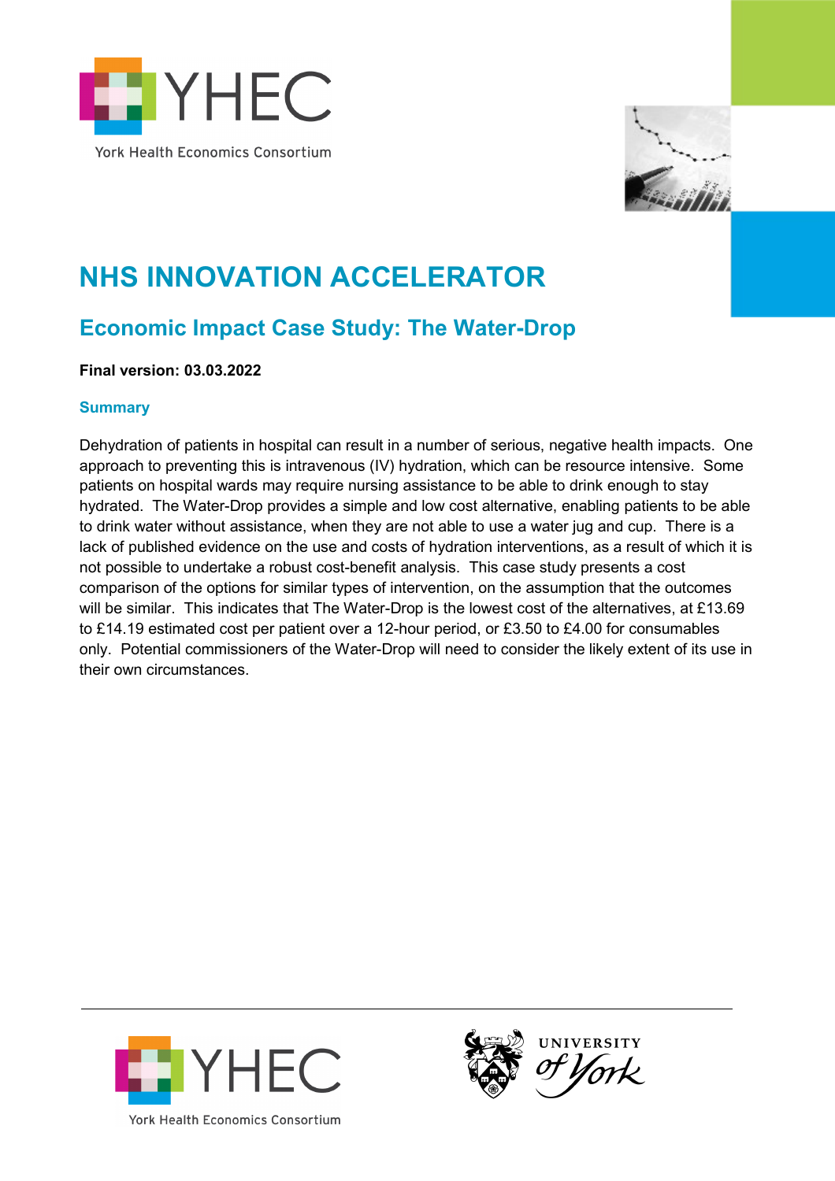# NHS INNOVATION ACCELERATOR

## Economic Impact Case Study: The Water-Drop

**Final version: 03.03.2022**

### Summary

Dehydration of patients in hospital can result in a number of serious, negative health impacts. One approach to preventing this is intravenous (IV) hydration, which can be resource intensive. Some patients on hospital wards may require nursing assistance to be able to drink enough to stay hydrated. The Water-Drop provides a simple and low cost alternative, enabling patients to be able to drink water without assistance, when they are not able to use a water jug and cup. There is a lack of published evidence on the use and costs of hydration interventions, as a result of which it is not possible to undertake a robust cost-benefit analysis. This case study presents a cost comparison of the options for similar types of intervention, on the assumption that the outcomes will be similar. This indicates that The Water-Drop is the lowest cost of the alternatives, at £13.69 to £14.19 estimated cost per patient over a 12-hour period, or £3.50 to £4.00 for consumables only. Potential commissioners of the Water-Drop will need to consider the likely extent of its use in their own circumstances.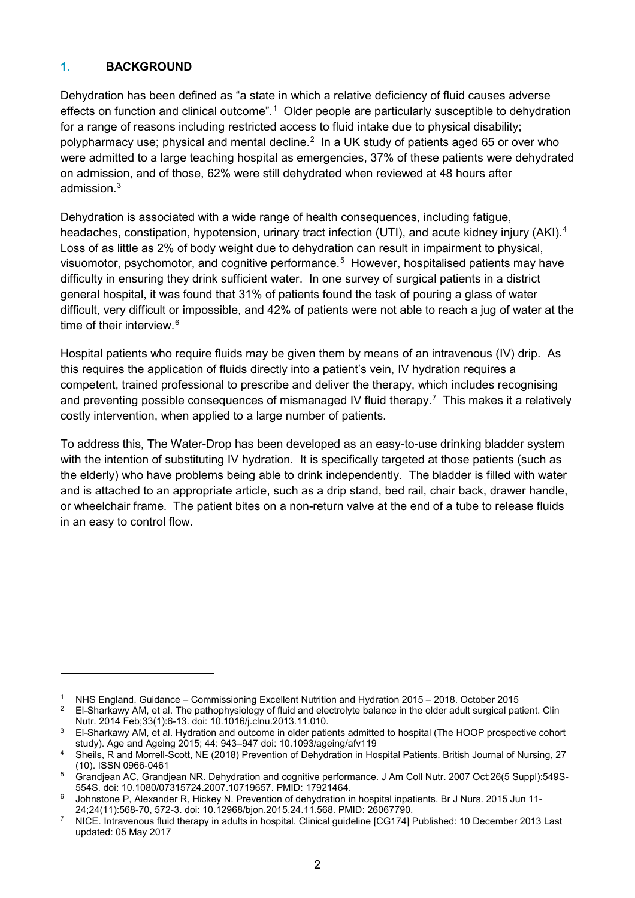## 1. BACKGROUND

Dehydration has been defined as "a state in which a relative deficiency of fluid causes adverse effects on function and clinical outcome".[1] Older people are particularly susceptible to dehydration for a range of reasons including restricted access to fluid intake due to physical disability; polypharmacy use; physical and mental decline.[2] In a UK study of patients aged 65 or over who were admitted to a large teaching hospital as emergencies, 37% of these patients were dehydrated on admission, and of those, 62% were still dehydrated when reviewed at 48 hours after admission.[3]

Dehydration is associated with a wide range of health consequences, including fatigue, headaches, constipation, hypotension, urinary tract infection (UTI), and acute kidney injury (AKI).[4] Loss of as little as 2% of body weight due to dehydration can result in impairment to physical, visuomotor, psychomotor, and cognitive performance.[5] However, hospitalised patients may have difficulty in ensuring they drink sufficient water. In one survey of surgical patients in a district general hospital, it was found that 31% of patients found the task of pouring a glass of water difficult, very difficult or impossible, and 42% of patients were not able to reach a jug of water at the time of their interview.[6]

Hospital patients who require fluids may be given them by means of an intravenous (IV) drip. As this requires the application of fluids directly into a patient's vein, IV hydration requires a competent, trained professional to prescribe and deliver the therapy, which includes recognising and preventing possible consequences of mismanaged IV fluid therapy.[7] This makes it a relatively costly intervention, when applied to a large number of patients.

To address this, The Water-Drop has been developed as an easy-to-use drinking bladder system with the intention of substituting IV hydration. It is specifically targeted at those patients (such as the elderly) who have problems being able to drink independently. The bladder is filled with water and is attached to an appropriate article, such as a drip stand, bed rail, chair back, drawer handle, or wheelchair frame. The patient bites on a non-return valve at the end of a tube to release fluids in an easy to control flow.

---

[1] NHS England. Guidance – Commissioning Excellent Nutrition and Hydration 2015 – 2018. October 2015

[2] El-Sharkawy AM, et al. The pathophysiology of fluid and electrolyte balance in the older adult surgical patient. Clin Nutr. 2014 Feb;33(1):6-13. doi: 10.1016/j.clnu.2013.11.010.

[3] El-Sharkawy AM, et al. Hydration and outcome in older patients admitted to hospital (The HOOP prospective cohort study). Age and Ageing 2015; 44: 943–947 doi: 10.1093/ageing/afv119

[4] Sheils, R and Morrell-Scott, NE (2018) Prevention of Dehydration in Hospital Patients. British Journal of Nursing, 27 (10). ISSN 0966-0461

[5] Grandjean AC, Grandjean NR. Dehydration and cognitive performance. J Am Coll Nutr. 2007 Oct;26(5 Suppl):549S-554S. doi: 10.1080/07315724.2007.10719657. PMID: 17921464.

[6] Johnstone P, Alexander R, Hickey N. Prevention of dehydration in hospital inpatients. Br J Nurs. 2015 Jun 11-24;24(11):568-70, 572-3. doi: 10.12968/bjon.2015.24.11.568. PMID: 26067790.

[7] NICE. Intravenous fluid therapy in adults in hospital. Clinical guideline [CG174] Published: 10 December 2013 Last updated: 05 May 2017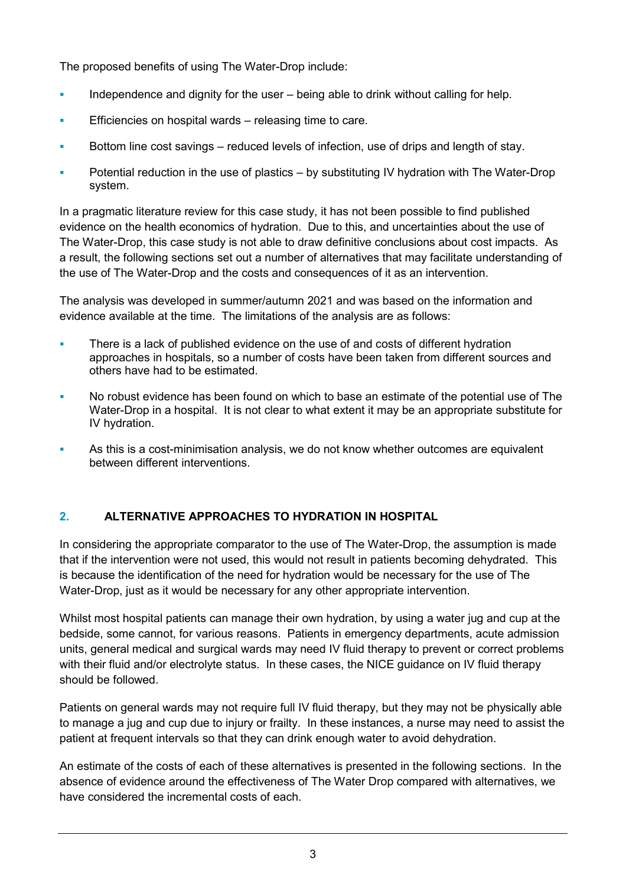The proposed benefits of using The Water-Drop include:

- Independence and dignity for the user – being able to drink without calling for help.
- Efficiencies on hospital wards – releasing time to care.
- Bottom line cost savings – reduced levels of infection, use of drips and length of stay.
- Potential reduction in the use of plastics – by substituting IV hydration with The Water-Drop system.

In a pragmatic literature review for this case study, it has not been possible to find published evidence on the health economics of hydration. Due to this, and uncertainties about the use of The Water-Drop, this case study is not able to draw definitive conclusions about cost impacts. As a result, the following sections set out a number of alternatives that may facilitate understanding of the use of The Water-Drop and the costs and consequences of it as an intervention.

The analysis was developed in summer/autumn 2021 and was based on the information and evidence available at the time. The limitations of the analysis are as follows:

- There is a lack of published evidence on the use of and costs of different hydration approaches in hospitals, so a number of costs have been taken from different sources and others have had to be estimated.
- No robust evidence has been found on which to base an estimate of the potential use of The Water-Drop in a hospital. It is not clear to what extent it may be an appropriate substitute for IV hydration.
- As this is a cost-minimisation analysis, we do not know whether outcomes are equivalent between different interventions.

## 2. ALTERNATIVE APPROACHES TO HYDRATION IN HOSPITAL

In considering the appropriate comparator to the use of The Water-Drop, the assumption is made that if the intervention were not used, this would not result in patients becoming dehydrated. This is because the identification of the need for hydration would be necessary for the use of The Water-Drop, just as it would be necessary for any other appropriate intervention.

Whilst most hospital patients can manage their own hydration, by using a water jug and cup at the bedside, some cannot, for various reasons. Patients in emergency departments, acute admission units, general medical and surgical wards may need IV fluid therapy to prevent or correct problems with their fluid and/or electrolyte status. In these cases, the NICE guidance on IV fluid therapy should be followed.

Patients on general wards may not require full IV fluid therapy, but they may not be physically able to manage a jug and cup due to injury or frailty. In these instances, a nurse may need to assist the patient at frequent intervals so that they can drink enough water to avoid dehydration.

An estimate of the costs of each of these alternatives is presented in the following sections. In the absence of evidence around the effectiveness of The Water Drop compared with alternatives, we have considered the incremental costs of each.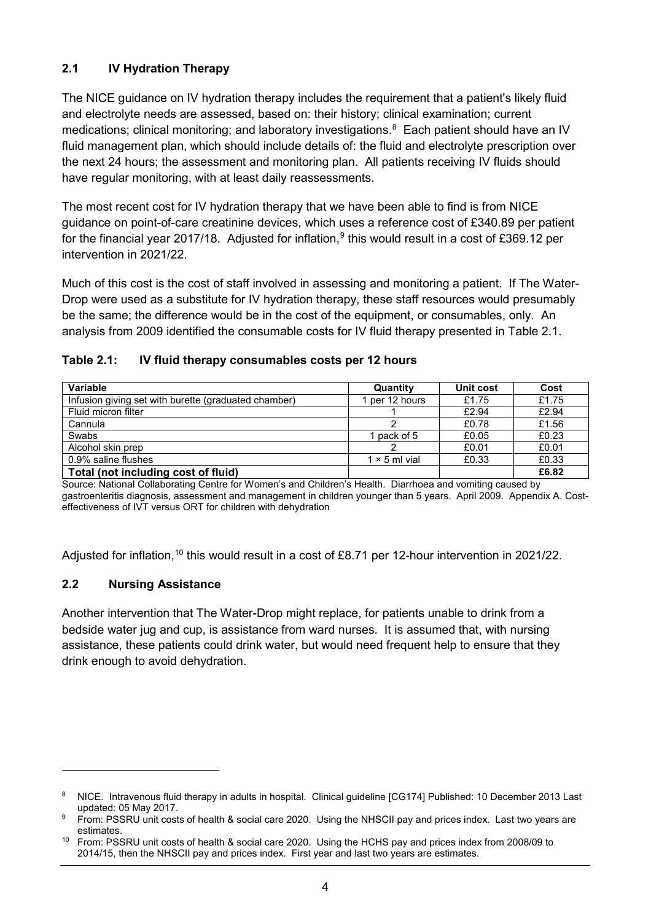## 2.1 IV Hydration Therapy

The NICE guidance on IV hydration therapy includes the requirement that a patient's likely fluid and electrolyte needs are assessed, based on: their history; clinical examination; current medications; clinical monitoring; and laboratory investigations.[8] Each patient should have an IV fluid management plan, which should include details of: the fluid and electrolyte prescription over the next 24 hours; the assessment and monitoring plan. All patients receiving IV fluids should have regular monitoring, with at least daily reassessments.

The most recent cost for IV hydration therapy that we have been able to find is from NICE guidance on point-of-care creatinine devices, which uses a reference cost of £340.89 per patient for the financial year 2017/18. Adjusted for inflation,[9] this would result in a cost of £369.12 per intervention in 2021/22.

Much of this cost is the cost of staff involved in assessing and monitoring a patient. If The Water-Drop were used as a substitute for IV hydration therapy, these staff resources would presumably be the same; the difference would be in the cost of the equipment, or consumables, only. An analysis from 2009 identified the consumable costs for IV fluid therapy presented in Table 2.1.

**Table 2.1: IV fluid therapy consumables costs per 12 hours**

| Variable | Quantity | Unit cost | Cost |
|---|---|---|---|
| Infusion giving set with burette (graduated chamber) | 1 per 12 hours | £1.75 | £1.75 |
| Fluid micron filter | 1 | £2.94 | £2.94 |
| Cannula | 2 | £0.78 | £1.56 |
| Swabs | 1 pack of 5 | £0.05 | £0.23 |
| Alcohol skin prep | 2 | £0.01 | £0.01 |
| 0.9% saline flushes | 1 × 5 ml vial | £0.33 | £0.33 |
| **Total (not including cost of fluid)** | | | **£6.82** |

Source: National Collaborating Centre for Women's and Children's Health. Diarrhoea and vomiting caused by gastroenteritis diagnosis, assessment and management in children younger than 5 years. April 2009. Appendix A. Cost-effectiveness of IVT versus ORT for children with dehydration

Adjusted for inflation,[10] this would result in a cost of £8.71 per 12-hour intervention in 2021/22.

## 2.2 Nursing Assistance

Another intervention that The Water-Drop might replace, for patients unable to drink from a bedside water jug and cup, is assistance from ward nurses. It is assumed that, with nursing assistance, these patients could drink water, but would need frequent help to ensure that they drink enough to avoid dehydration.

---

[8] NICE. Intravenous fluid therapy in adults in hospital. Clinical guideline [CG174] Published: 10 December 2013 Last updated: 05 May 2017.

[9] From: PSSRU unit costs of health & social care 2020. Using the NHSCII pay and prices index. Last two years are estimates.

[10] From: PSSRU unit costs of health & social care 2020. Using the HCHS pay and prices index from 2008/09 to 2014/15, then the NHSCII pay and prices index. First year and last two years are estimates.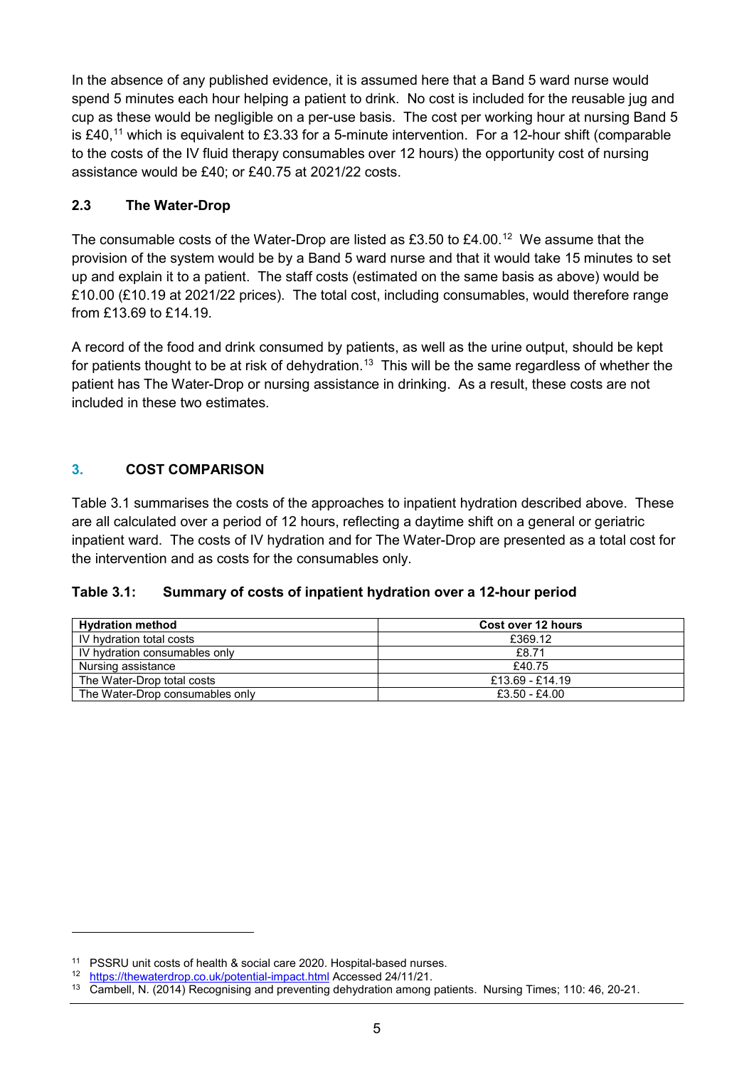In the absence of any published evidence, it is assumed here that a Band 5 ward nurse would spend 5 minutes each hour helping a patient to drink. No cost is included for the reusable jug and cup as these would be negligible on a per-use basis. The cost per working hour at nursing Band 5 is £40,[11] which is equivalent to £3.33 for a 5-minute intervention. For a 12-hour shift (comparable to the costs of the IV fluid therapy consumables over 12 hours) the opportunity cost of nursing assistance would be £40; or £40.75 at 2021/22 costs.

### 2.3 The Water-Drop

The consumable costs of the Water-Drop are listed as £3.50 to £4.00.[12] We assume that the provision of the system would be by a Band 5 ward nurse and that it would take 15 minutes to set up and explain it to a patient. The staff costs (estimated on the same basis as above) would be £10.00 (£10.19 at 2021/22 prices). The total cost, including consumables, would therefore range from £13.69 to £14.19.

A record of the food and drink consumed by patients, as well as the urine output, should be kept for patients thought to be at risk of dehydration.[13] This will be the same regardless of whether the patient has The Water-Drop or nursing assistance in drinking. As a result, these costs are not included in these two estimates.

## 3. COST COMPARISON

Table 3.1 summarises the costs of the approaches to inpatient hydration described above. These are all calculated over a period of 12 hours, reflecting a daytime shift on a general or geriatric inpatient ward. The costs of IV hydration and for The Water-Drop are presented as a total cost for the intervention and as costs for the consumables only.

**Table 3.1: Summary of costs of inpatient hydration over a 12-hour period**

| Hydration method | Cost over 12 hours |
|---|---|
| IV hydration total costs | £369.12 |
| IV hydration consumables only | £8.71 |
| Nursing assistance | £40.75 |
| The Water-Drop total costs | £13.69 - £14.19 |
| The Water-Drop consumables only | £3.50 - £4.00 |

---

[11] PSSRU unit costs of health & social care 2020. Hospital-based nurses.

[12] https://thewaterdrop.co.uk/potential-impact.html Accessed 24/11/21.

[13] Cambell, N. (2014) Recognising and preventing dehydration among patients. Nursing Times; 110: 46, 20-21.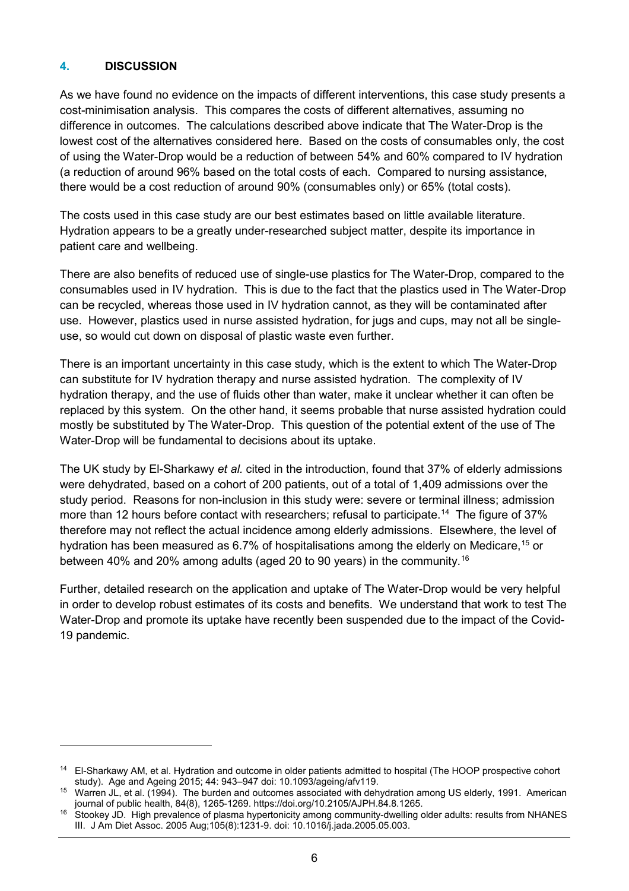## 4. DISCUSSION

As we have found no evidence on the impacts of different interventions, this case study presents a cost-minimisation analysis. This compares the costs of different alternatives, assuming no difference in outcomes. The calculations described above indicate that The Water-Drop is the lowest cost of the alternatives considered here. Based on the costs of consumables only, the cost of using the Water-Drop would be a reduction of between 54% and 60% compared to IV hydration (a reduction of around 96% based on the total costs of each. Compared to nursing assistance, there would be a cost reduction of around 90% (consumables only) or 65% (total costs).

The costs used in this case study are our best estimates based on little available literature. Hydration appears to be a greatly under-researched subject matter, despite its importance in patient care and wellbeing.

There are also benefits of reduced use of single-use plastics for The Water-Drop, compared to the consumables used in IV hydration. This is due to the fact that the plastics used in The Water-Drop can be recycled, whereas those used in IV hydration cannot, as they will be contaminated after use. However, plastics used in nurse assisted hydration, for jugs and cups, may not all be single-use, so would cut down on disposal of plastic waste even further.

There is an important uncertainty in this case study, which is the extent to which The Water-Drop can substitute for IV hydration therapy and nurse assisted hydration. The complexity of IV hydration therapy, and the use of fluids other than water, make it unclear whether it can often be replaced by this system. On the other hand, it seems probable that nurse assisted hydration could mostly be substituted by The Water-Drop. This question of the potential extent of the use of The Water-Drop will be fundamental to decisions about its uptake.

The UK study by El-Sharkawy *et al.* cited in the introduction, found that 37% of elderly admissions were dehydrated, based on a cohort of 200 patients, out of a total of 1,409 admissions over the study period. Reasons for non-inclusion in this study were: severe or terminal illness; admission more than 12 hours before contact with researchers; refusal to participate.[14] The figure of 37% therefore may not reflect the actual incidence among elderly admissions. Elsewhere, the level of hydration has been measured as 6.7% of hospitalisations among the elderly on Medicare,[15] or between 40% and 20% among adults (aged 20 to 90 years) in the community.[16]

Further, detailed research on the application and uptake of The Water-Drop would be very helpful in order to develop robust estimates of its costs and benefits. We understand that work to test The Water-Drop and promote its uptake have recently been suspended due to the impact of the Covid-19 pandemic.

---

[14] El-Sharkawy AM, et al. Hydration and outcome in older patients admitted to hospital (The HOOP prospective cohort study). Age and Ageing 2015; 44: 943–947 doi: 10.1093/ageing/afv119.

[15] Warren JL, et al. (1994). The burden and outcomes associated with dehydration among US elderly, 1991. American journal of public health, 84(8), 1265-1269. https://doi.org/10.2105/AJPH.84.8.1265.

[16] Stookey JD. High prevalence of plasma hypertonicity among community-dwelling older adults: results from NHANES III. J Am Diet Assoc. 2005 Aug;105(8):1231-9. doi: 10.1016/j.jada.2005.05.003.